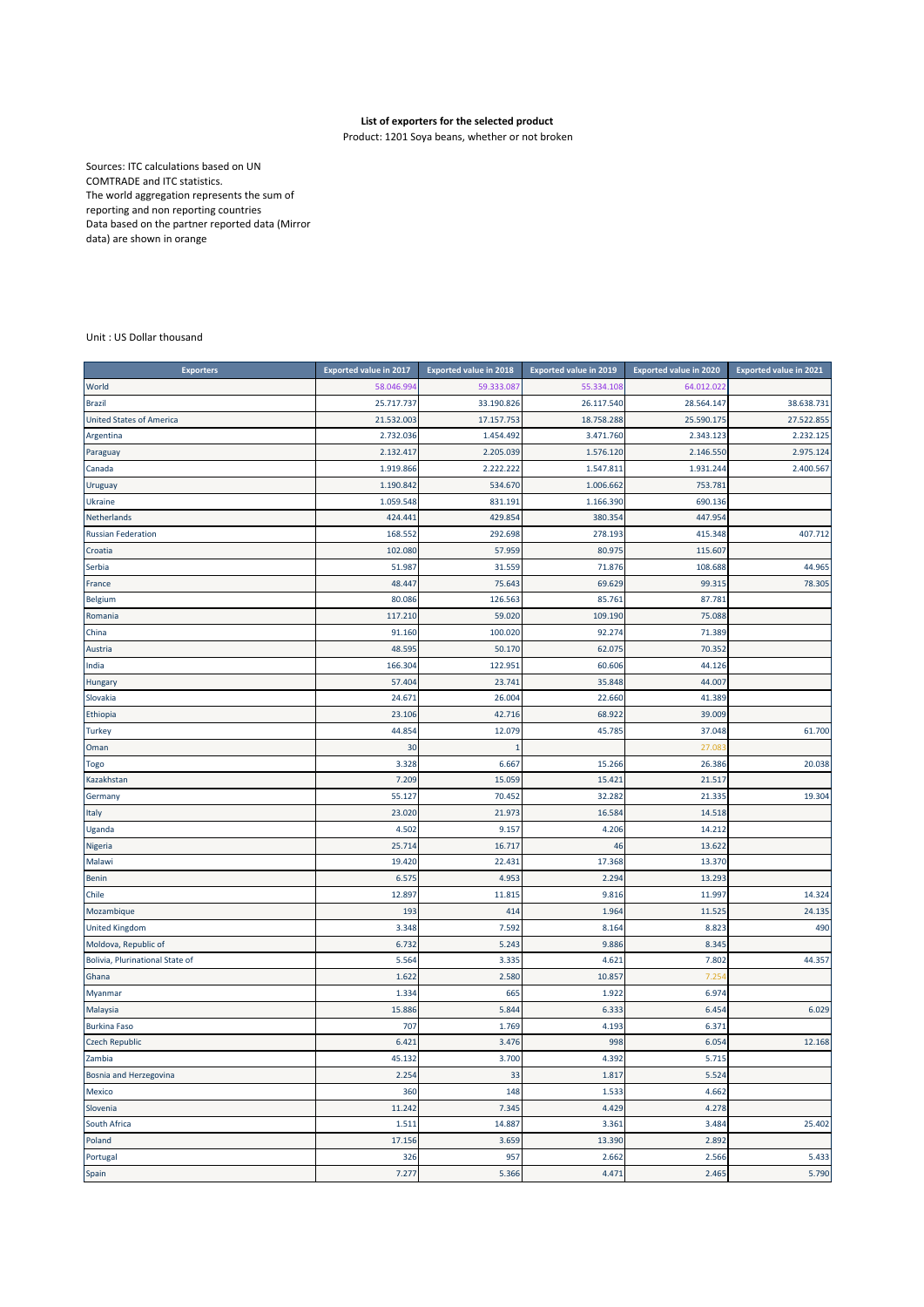**List of exporters for the selected product**

Product: 1201 Soya beans, whether or not broken

Sources: ITC calculations based on UN COMTRADE and ITC statistics.
The world aggregation represents the sum of reporting and non reporting countries
Data based on the partner reported data (Mirror data) are shown in orange

Unit : US Dollar thousand

| Exporters | Exported value in 2017 | Exported value in 2018 | Exported value in 2019 | Exported value in 2020 | Exported value in 2021 |
|---|---|---|---|---|---|
| World | 58.046.994 | 59.333.087 | 55.334.108 | 64.012.022 | |
| Brazil | 25.717.737 | 33.190.826 | 26.117.540 | 28.564.147 | 38.638.731 |
| United States of America | 21.532.003 | 17.157.753 | 18.758.288 | 25.590.175 | 27.522.855 |
| Argentina | 2.732.036 | 1.454.492 | 3.471.760 | 2.343.123 | 2.232.125 |
| Paraguay | 2.132.417 | 2.205.039 | 1.576.120 | 2.146.550 | 2.975.124 |
| Canada | 1.919.866 | 2.222.222 | 1.547.811 | 1.931.244 | 2.400.567 |
| Uruguay | 1.190.842 | 534.670 | 1.006.662 | 753.781 | |
| Ukraine | 1.059.548 | 831.191 | 1.166.390 | 690.136 | |
| Netherlands | 424.441 | 429.854 | 380.354 | 447.954 | |
| Russian Federation | 168.552 | 292.698 | 278.193 | 415.348 | 407.712 |
| Croatia | 102.080 | 57.959 | 80.975 | 115.607 | |
| Serbia | 51.987 | 31.559 | 71.876 | 108.688 | 44.965 |
| France | 48.447 | 75.643 | 69.629 | 99.315 | 78.305 |
| Belgium | 80.086 | 126.563 | 85.761 | 87.781 | |
| Romania | 117.210 | 59.020 | 109.190 | 75.088 | |
| China | 91.160 | 100.020 | 92.274 | 71.389 | |
| Austria | 48.595 | 50.170 | 62.075 | 70.352 | |
| India | 166.304 | 122.951 | 60.606 | 44.126 | |
| Hungary | 57.404 | 23.741 | 35.848 | 44.007 | |
| Slovakia | 24.671 | 26.004 | 22.660 | 41.389 | |
| Ethiopia | 23.106 | 42.716 | 68.922 | 39.009 | |
| Turkey | 44.854 | 12.079 | 45.785 | 37.048 | 61.700 |
| Oman | 30 | 1 | | 27.083 | |
| Togo | 3.328 | 6.667 | 15.266 | 26.386 | 20.038 |
| Kazakhstan | 7.209 | 15.059 | 15.421 | 21.517 | |
| Germany | 55.127 | 70.452 | 32.282 | 21.335 | 19.304 |
| Italy | 23.020 | 21.973 | 16.584 | 14.518 | |
| Uganda | 4.502 | 9.157 | 4.206 | 14.212 | |
| Nigeria | 25.714 | 16.717 | 46 | 13.622 | |
| Malawi | 19.420 | 22.431 | 17.368 | 13.370 | |
| Benin | 6.575 | 4.953 | 2.294 | 13.293 | |
| Chile | 12.897 | 11.815 | 9.816 | 11.997 | 14.324 |
| Mozambique | 193 | 414 | 1.964 | 11.525 | 24.135 |
| United Kingdom | 3.348 | 7.592 | 8.164 | 8.823 | 490 |
| Moldova, Republic of | 6.732 | 5.243 | 9.886 | 8.345 | |
| Bolivia, Plurinational State of | 5.564 | 3.335 | 4.621 | 7.802 | 44.357 |
| Ghana | 1.622 | 2.580 | 10.857 | 7.254 | |
| Myanmar | 1.334 | 665 | 1.922 | 6.974 | |
| Malaysia | 15.886 | 5.844 | 6.333 | 6.454 | 6.029 |
| Burkina Faso | 707 | 1.769 | 4.193 | 6.371 | |
| Czech Republic | 6.421 | 3.476 | 998 | 6.054 | 12.168 |
| Zambia | 45.132 | 3.700 | 4.392 | 5.715 | |
| Bosnia and Herzegovina | 2.254 | 33 | 1.817 | 5.524 | |
| Mexico | 360 | 148 | 1.533 | 4.662 | |
| Slovenia | 11.242 | 7.345 | 4.429 | 4.278 | |
| South Africa | 1.511 | 14.887 | 3.361 | 3.484 | 25.402 |
| Poland | 17.156 | 3.659 | 13.390 | 2.892 | |
| Portugal | 326 | 957 | 2.662 | 2.566 | 5.433 |
| Spain | 7.277 | 5.366 | 4.471 | 2.465 | 5.790 |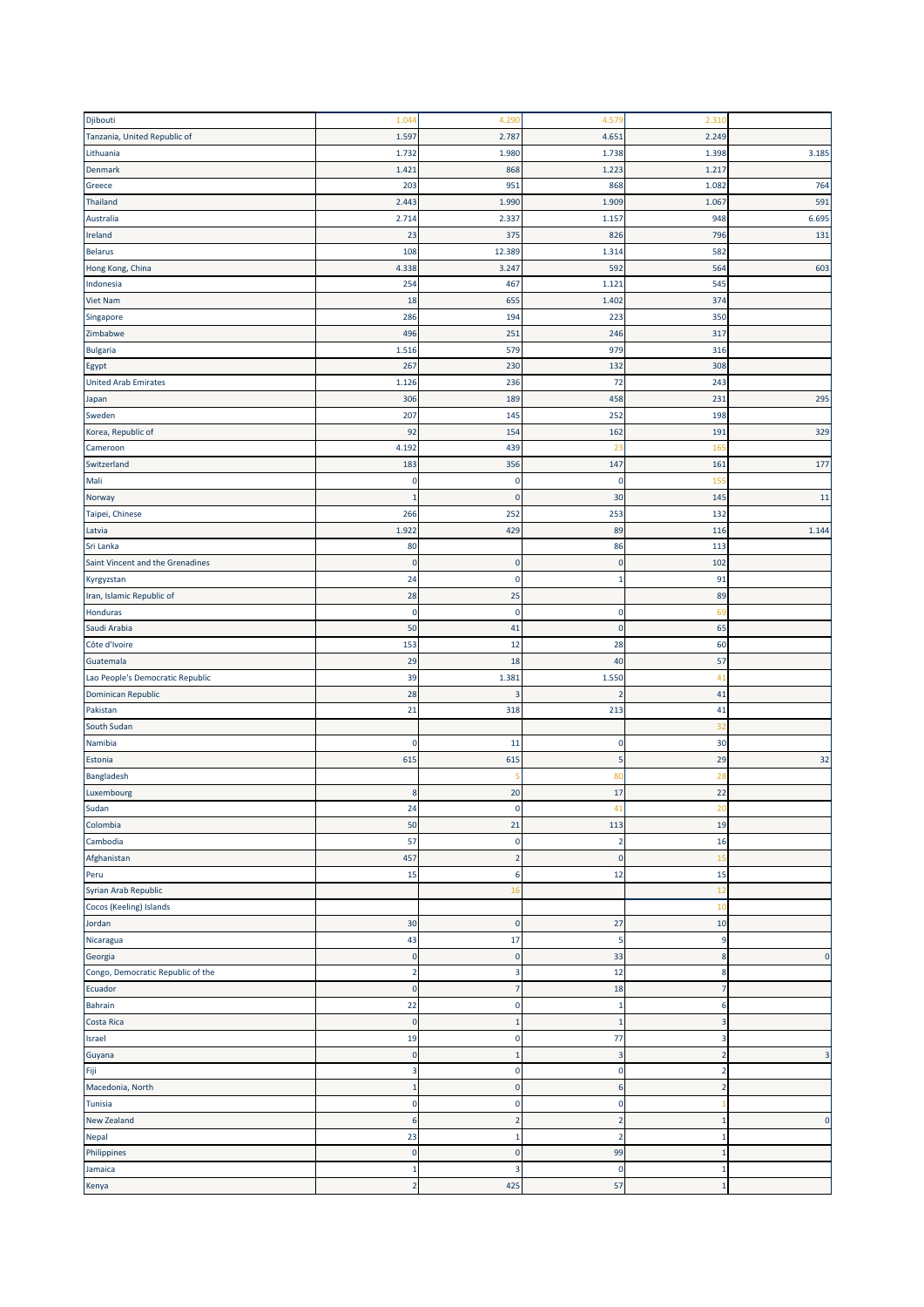| | | | | | |
|---|---|---|---|---|---|
| Djibouti | 1.044 | 4.290 | 4.579 | 2.310 | |
| Tanzania, United Republic of | 1.597 | 2.787 | 4.651 | 2.249 | |
| Lithuania | 1.732 | 1.980 | 1.738 | 1.398 | 3.185 |
| Denmark | 1.421 | 868 | 1.223 | 1.217 | |
| Greece | 203 | 951 | 868 | 1.082 | 764 |
| Thailand | 2.443 | 1.990 | 1.909 | 1.067 | 591 |
| Australia | 2.714 | 2.337 | 1.157 | 948 | 6.695 |
| Ireland | 23 | 375 | 826 | 796 | 131 |
| Belarus | 108 | 12.389 | 1.314 | 582 | |
| Hong Kong, China | 4.338 | 3.247 | 592 | 564 | 603 |
| Indonesia | 254 | 467 | 1.121 | 545 | |
| Viet Nam | 18 | 655 | 1.402 | 374 | |
| Singapore | 286 | 194 | 223 | 350 | |
| Zimbabwe | 496 | 251 | 246 | 317 | |
| Bulgaria | 1.516 | 579 | 979 | 316 | |
| Egypt | 267 | 230 | 132 | 308 | |
| United Arab Emirates | 1.126 | 236 | 72 | 243 | |
| Japan | 306 | 189 | 458 | 231 | 295 |
| Sweden | 207 | 145 | 252 | 198 | |
| Korea, Republic of | 92 | 154 | 162 | 191 | 329 |
| Cameroon | 4.192 | 439 | 23 | 165 | |
| Switzerland | 183 | 356 | 147 | 161 | 177 |
| Mali | 0 | 0 | 0 | 155 | |
| Norway | 1 | 0 | 30 | 145 | 11 |
| Taipei, Chinese | 266 | 252 | 253 | 132 | |
| Latvia | 1.922 | 429 | 89 | 116 | 1.144 |
| Sri Lanka | 80 | | 86 | 113 | |
| Saint Vincent and the Grenadines | 0 | 0 | 0 | 102 | |
| Kyrgyzstan | 24 | 0 | 1 | 91 | |
| Iran, Islamic Republic of | 28 | 25 | | 89 | |
| Honduras | 0 | 0 | 0 | 69 | |
| Saudi Arabia | 50 | 41 | 0 | 65 | |
| Côte d'Ivoire | 153 | 12 | 28 | 60 | |
| Guatemala | 29 | 18 | 40 | 57 | |
| Lao People's Democratic Republic | 39 | 1.381 | 1.550 | 41 | |
| Dominican Republic | 28 | 3 | 2 | 41 | |
| Pakistan | 21 | 318 | 213 | 41 | |
| South Sudan | | | | 32 | |
| Namibia | 0 | 11 | 0 | 30 | |
| Estonia | 615 | 615 | 5 | 29 | 32 |
| Bangladesh | | 5 | 80 | 28 | |
| Luxembourg | 8 | 20 | 17 | 22 | |
| Sudan | 24 | 0 | 41 | 20 | |
| Colombia | 50 | 21 | 113 | 19 | |
| Cambodia | 57 | 0 | 2 | 16 | |
| Afghanistan | 457 | 2 | 0 | 15 | |
| Peru | 15 | 6 | 12 | 15 | |
| Syrian Arab Republic | | 16 | | 12 | |
| Cocos (Keeling) Islands | | | | 10 | |
| Jordan | 30 | 0 | 27 | 10 | |
| Nicaragua | 43 | 17 | 5 | 9 | |
| Georgia | 0 | 0 | 33 | 8 | 0 |
| Congo, Democratic Republic of the | 2 | 3 | 12 | 8 | |
| Ecuador | 0 | 7 | 18 | 7 | |
| Bahrain | 22 | 0 | 1 | 6 | |
| Costa Rica | 0 | 1 | 1 | 3 | |
| Israel | 19 | 0 | 77 | 3 | |
| Guyana | 0 | 1 | 3 | 2 | 3 |
| Fiji | 3 | 0 | 0 | 2 | |
| Macedonia, North | 1 | 0 | 6 | 2 | |
| Tunisia | 0 | 0 | 0 | 1 | |
| New Zealand | 6 | 2 | 2 | 1 | 0 |
| Nepal | 23 | 1 | 2 | 1 | |
| Philippines | 0 | 0 | 99 | 1 | |
| Jamaica | 1 | 3 | 0 | 1 | |
| Kenya | 2 | 425 | 57 | 1 | |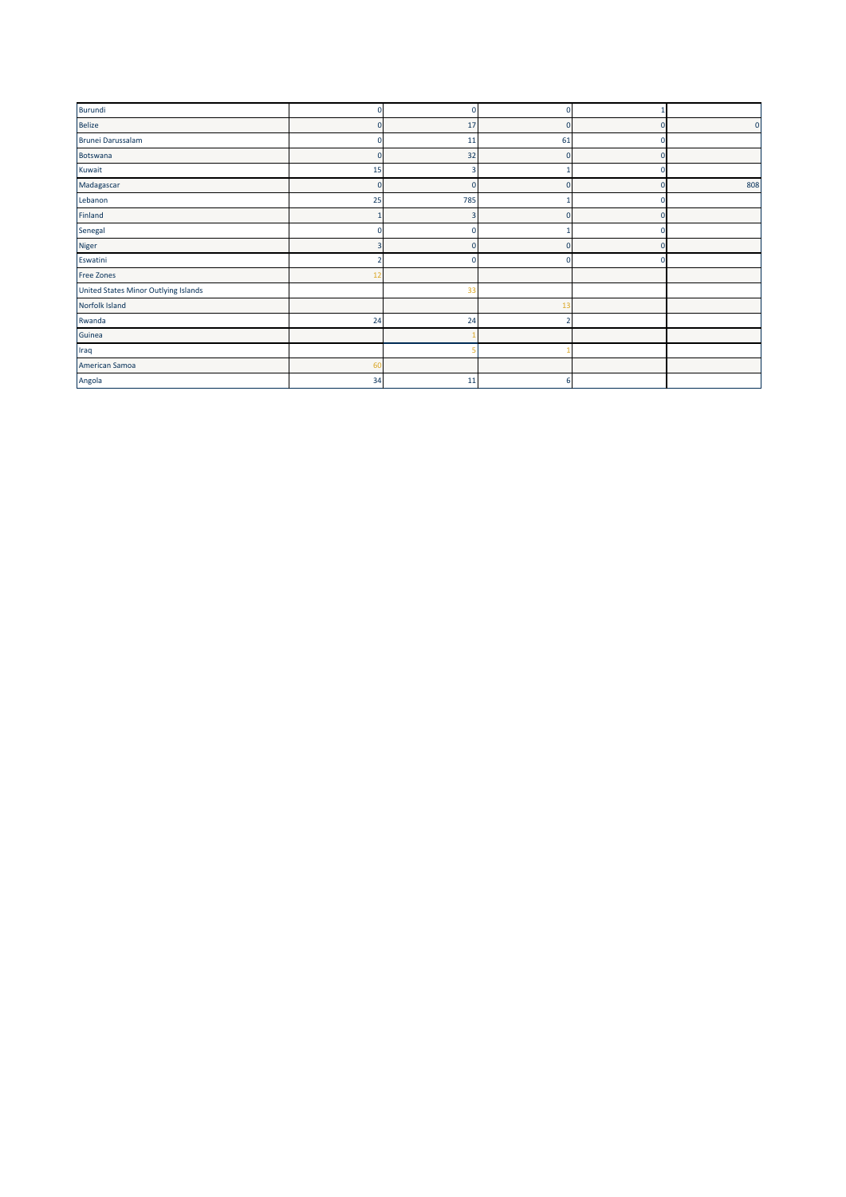| | | | | | |
|---|---|---|---|---|---|
| Burundi | 0 | 0 | 0 | 1 | |
| Belize | 0 | 17 | 0 | 0 | 0 |
| Brunei Darussalam | 0 | 11 | 61 | 0 | |
| Botswana | 0 | 32 | 0 | 0 | |
| Kuwait | 15 | 3 | 1 | 0 | |
| Madagascar | 0 | 0 | 0 | 0 | 808 |
| Lebanon | 25 | 785 | 1 | 0 | |
| Finland | 1 | 3 | 0 | 0 | |
| Senegal | 0 | 0 | 1 | 0 | |
| Niger | 3 | 0 | 0 | 0 | |
| Eswatini | 2 | 0 | 0 | 0 | |
| Free Zones | 12 | | | | |
| United States Minor Outlying Islands | | 33 | | | |
| Norfolk Island | | | 13 | | |
| Rwanda | 24 | 24 | 2 | | |
| Guinea | | 1 | | | |
| Iraq | | 5 | 1 | | |
| American Samoa | 60 | | | | |
| Angola | 34 | 11 | 6 | | |